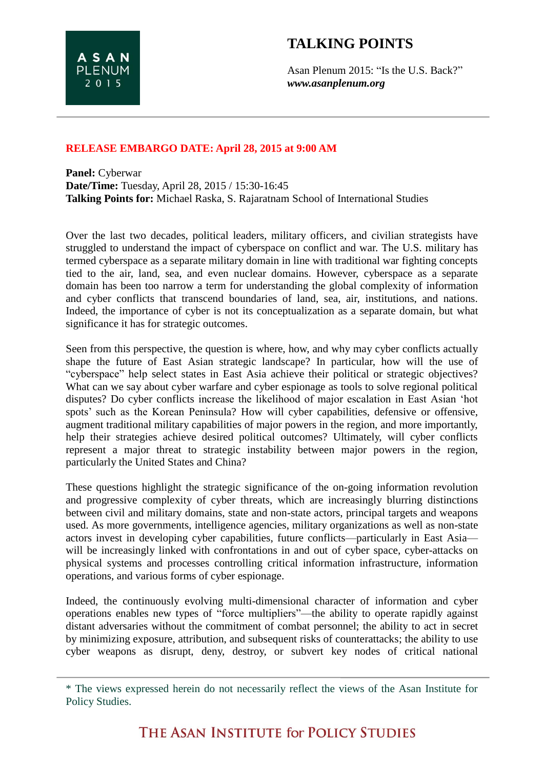# TALKING POINTS

Asan Plenum 2015: "Is the U.S. Back?"
***www.asanplenum.org***

**RELEASE EMBARGO DATE: April 28, 2015 at 9:00 AM**

**Panel:** Cyberwar
**Date/Time:** Tuesday, April 28, 2015 / 15:30-16:45
**Talking Points for:** Michael Raska, S. Rajaratnam School of International Studies

Over the last two decades, political leaders, military officers, and civilian strategists have struggled to understand the impact of cyberspace on conflict and war. The U.S. military has termed cyberspace as a separate military domain in line with traditional war fighting concepts tied to the air, land, sea, and even nuclear domains. However, cyberspace as a separate domain has been too narrow a term for understanding the global complexity of information and cyber conflicts that transcend boundaries of land, sea, air, institutions, and nations. Indeed, the importance of cyber is not its conceptualization as a separate domain, but what significance it has for strategic outcomes.

Seen from this perspective, the question is where, how, and why may cyber conflicts actually shape the future of East Asian strategic landscape? In particular, how will the use of "cyberspace" help select states in East Asia achieve their political or strategic objectives? What can we say about cyber warfare and cyber espionage as tools to solve regional political disputes? Do cyber conflicts increase the likelihood of major escalation in East Asian 'hot spots' such as the Korean Peninsula? How will cyber capabilities, defensive or offensive, augment traditional military capabilities of major powers in the region, and more importantly, help their strategies achieve desired political outcomes? Ultimately, will cyber conflicts represent a major threat to strategic instability between major powers in the region, particularly the United States and China?

These questions highlight the strategic significance of the on-going information revolution and progressive complexity of cyber threats, which are increasingly blurring distinctions between civil and military domains, state and non-state actors, principal targets and weapons used. As more governments, intelligence agencies, military organizations as well as non-state actors invest in developing cyber capabilities, future conflicts—particularly in East Asia—will be increasingly linked with confrontations in and out of cyber space, cyber-attacks on physical systems and processes controlling critical information infrastructure, information operations, and various forms of cyber espionage.

Indeed, the continuously evolving multi-dimensional character of information and cyber operations enables new types of "force multipliers"—the ability to operate rapidly against distant adversaries without the commitment of combat personnel; the ability to act in secret by minimizing exposure, attribution, and subsequent risks of counterattacks; the ability to use cyber weapons as disrupt, deny, destroy, or subvert key nodes of critical national

\* The views expressed herein do not necessarily reflect the views of the Asan Institute for Policy Studies.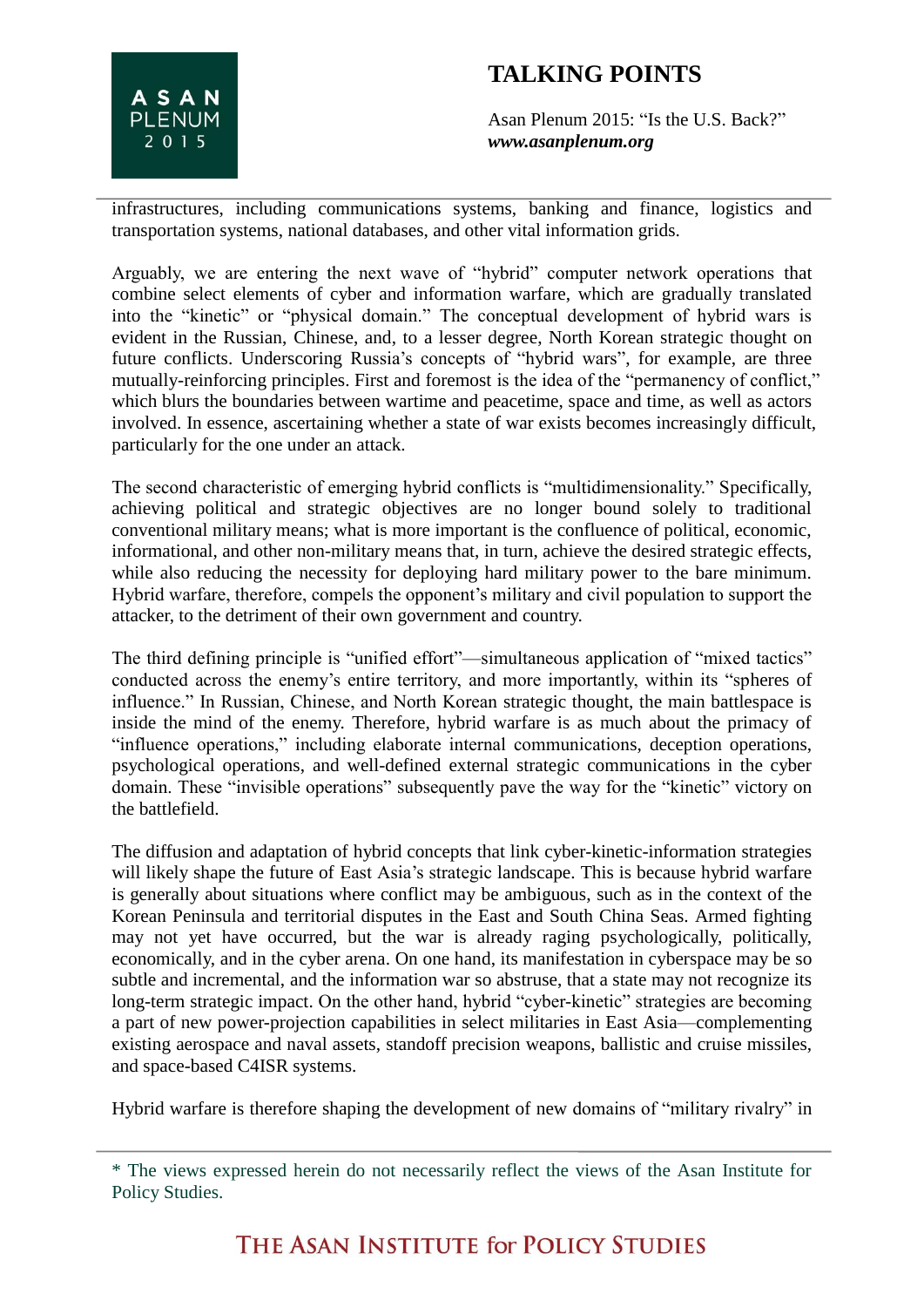infrastructures, including communications systems, banking and finance, logistics and transportation systems, national databases, and other vital information grids.

Arguably, we are entering the next wave of "hybrid" computer network operations that combine select elements of cyber and information warfare, which are gradually translated into the "kinetic" or "physical domain." The conceptual development of hybrid wars is evident in the Russian, Chinese, and, to a lesser degree, North Korean strategic thought on future conflicts. Underscoring Russia's concepts of "hybrid wars", for example, are three mutually-reinforcing principles. First and foremost is the idea of the "permanency of conflict," which blurs the boundaries between wartime and peacetime, space and time, as well as actors involved. In essence, ascertaining whether a state of war exists becomes increasingly difficult, particularly for the one under an attack.

The second characteristic of emerging hybrid conflicts is "multidimensionality." Specifically, achieving political and strategic objectives are no longer bound solely to traditional conventional military means; what is more important is the confluence of political, economic, informational, and other non-military means that, in turn, achieve the desired strategic effects, while also reducing the necessity for deploying hard military power to the bare minimum. Hybrid warfare, therefore, compels the opponent's military and civil population to support the attacker, to the detriment of their own government and country.

The third defining principle is "unified effort"—simultaneous application of "mixed tactics" conducted across the enemy's entire territory, and more importantly, within its "spheres of influence." In Russian, Chinese, and North Korean strategic thought, the main battlespace is inside the mind of the enemy. Therefore, hybrid warfare is as much about the primacy of "influence operations," including elaborate internal communications, deception operations, psychological operations, and well-defined external strategic communications in the cyber domain. These "invisible operations" subsequently pave the way for the "kinetic" victory on the battlefield.

The diffusion and adaptation of hybrid concepts that link cyber-kinetic-information strategies will likely shape the future of East Asia's strategic landscape. This is because hybrid warfare is generally about situations where conflict may be ambiguous, such as in the context of the Korean Peninsula and territorial disputes in the East and South China Seas. Armed fighting may not yet have occurred, but the war is already raging psychologically, politically, economically, and in the cyber arena. On one hand, its manifestation in cyberspace may be so subtle and incremental, and the information war so abstruse, that a state may not recognize its long-term strategic impact. On the other hand, hybrid "cyber-kinetic" strategies are becoming a part of new power-projection capabilities in select militaries in East Asia—complementing existing aerospace and naval assets, standoff precision weapons, ballistic and cruise missiles, and space-based C4ISR systems.

Hybrid warfare is therefore shaping the development of new domains of "military rivalry" in

* The views expressed herein do not necessarily reflect the views of the Asan Institute for Policy Studies.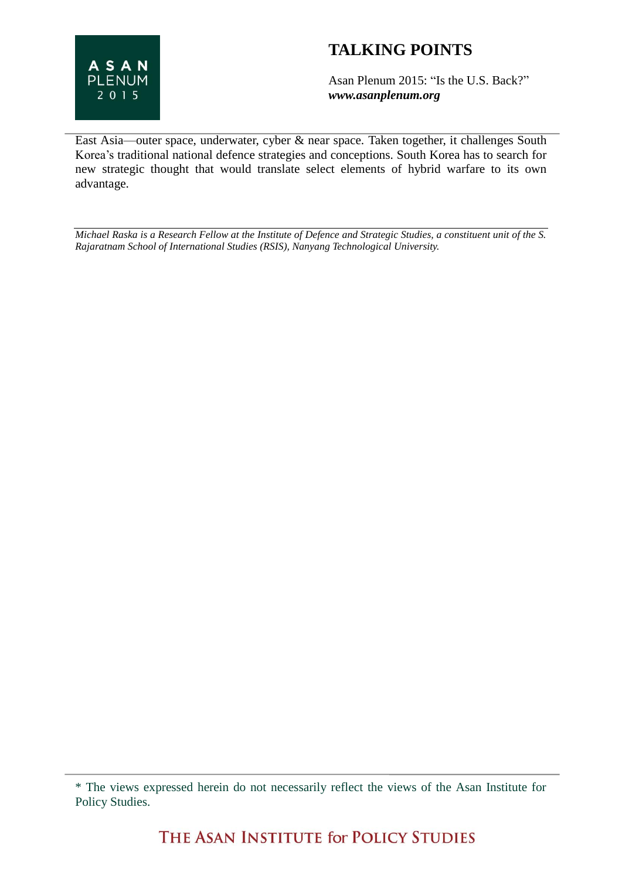East Asia—outer space, underwater, cyber & near space. Taken together, it challenges South Korea's traditional national defence strategies and conceptions. South Korea has to search for new strategic thought that would translate select elements of hybrid warfare to its own advantage.

*Michael Raska is a Research Fellow at the Institute of Defence and Strategic Studies, a constituent unit of the S. Rajaratnam School of International Studies (RSIS), Nanyang Technological University.*

* The views expressed herein do not necessarily reflect the views of the Asan Institute for Policy Studies.